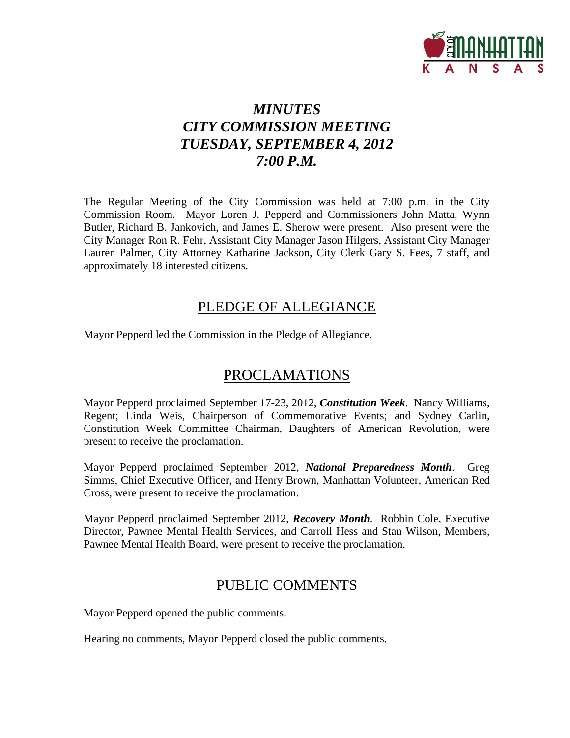# *MINUTES*
# *CITY COMMISSION MEETING*
# *TUESDAY, SEPTEMBER 4, 2012*
# *7:00 P.M.*

The Regular Meeting of the City Commission was held at 7:00 p.m. in the City Commission Room. Mayor Loren J. Pepperd and Commissioners John Matta, Wynn Butler, Richard B. Jankovich, and James E. Sherow were present. Also present were the City Manager Ron R. Fehr, Assistant City Manager Jason Hilgers, Assistant City Manager Lauren Palmer, City Attorney Katharine Jackson, City Clerk Gary S. Fees, 7 staff, and approximately 18 interested citizens.

## PLEDGE OF ALLEGIANCE

Mayor Pepperd led the Commission in the Pledge of Allegiance.

## PROCLAMATIONS

Mayor Pepperd proclaimed September 17-23, 2012, ***Constitution Week***. Nancy Williams, Regent; Linda Weis, Chairperson of Commemorative Events; and Sydney Carlin, Constitution Week Committee Chairman, Daughters of American Revolution, were present to receive the proclamation.

Mayor Pepperd proclaimed September 2012, ***National Preparedness Month***. Greg Simms, Chief Executive Officer, and Henry Brown, Manhattan Volunteer, American Red Cross, were present to receive the proclamation.

Mayor Pepperd proclaimed September 2012, ***Recovery Month***. Robbin Cole, Executive Director, Pawnee Mental Health Services, and Carroll Hess and Stan Wilson, Members, Pawnee Mental Health Board, were present to receive the proclamation.

## PUBLIC COMMENTS

Mayor Pepperd opened the public comments.

Hearing no comments, Mayor Pepperd closed the public comments.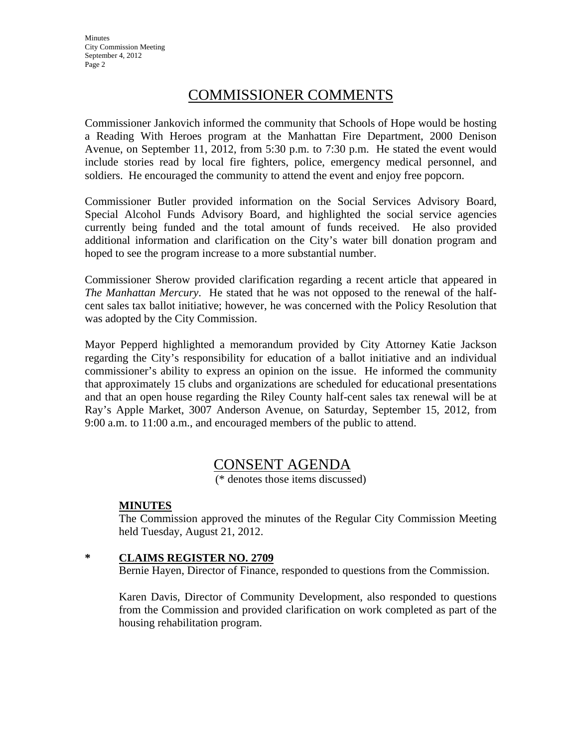## COMMISSIONER COMMENTS

Commissioner Jankovich informed the community that Schools of Hope would be hosting a Reading With Heroes program at the Manhattan Fire Department, 2000 Denison Avenue, on September 11, 2012, from 5:30 p.m. to 7:30 p.m. He stated the event would include stories read by local fire fighters, police, emergency medical personnel, and soldiers. He encouraged the community to attend the event and enjoy free popcorn.

Commissioner Butler provided information on the Social Services Advisory Board, Special Alcohol Funds Advisory Board, and highlighted the social service agencies currently being funded and the total amount of funds received. He also provided additional information and clarification on the City's water bill donation program and hoped to see the program increase to a more substantial number.

Commissioner Sherow provided clarification regarding a recent article that appeared in *The Manhattan Mercury*. He stated that he was not opposed to the renewal of the half-cent sales tax ballot initiative; however, he was concerned with the Policy Resolution that was adopted by the City Commission.

Mayor Pepperd highlighted a memorandum provided by City Attorney Katie Jackson regarding the City's responsibility for education of a ballot initiative and an individual commissioner's ability to express an opinion on the issue. He informed the community that approximately 15 clubs and organizations are scheduled for educational presentations and that an open house regarding the Riley County half-cent sales tax renewal will be at Ray's Apple Market, 3007 Anderson Avenue, on Saturday, September 15, 2012, from 9:00 a.m. to 11:00 a.m., and encouraged members of the public to attend.

## CONSENT AGENDA

(* denotes those items discussed)

**MINUTES**

The Commission approved the minutes of the Regular City Commission Meeting held Tuesday, August 21, 2012.

\* **CLAIMS REGISTER NO. 2709**

Bernie Hayen, Director of Finance, responded to questions from the Commission.

Karen Davis, Director of Community Development, also responded to questions from the Commission and provided clarification on work completed as part of the housing rehabilitation program.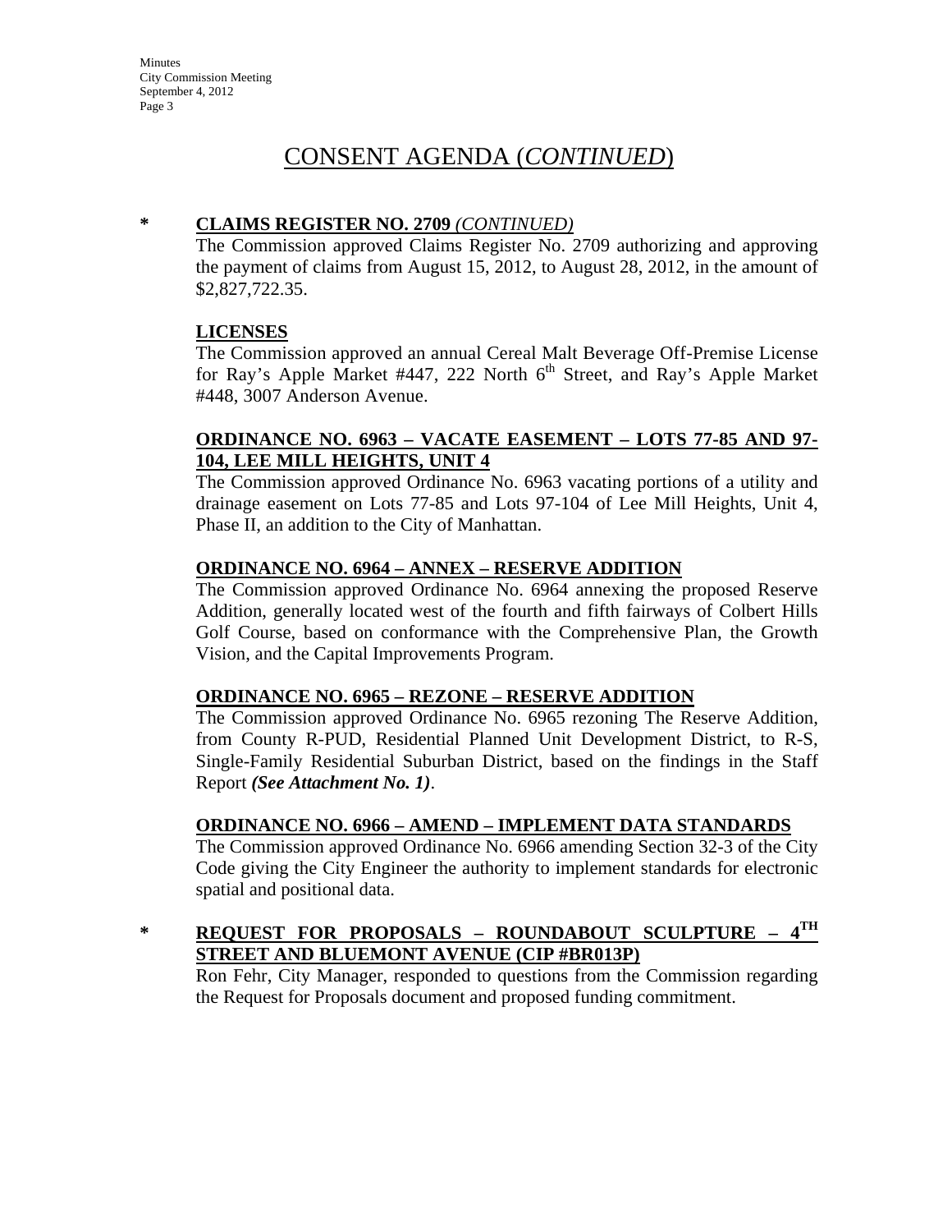# CONSENT AGENDA (*CONTINUED*)

**\*** **CLAIMS REGISTER NO. 2709** *(CONTINUED)*

The Commission approved Claims Register No. 2709 authorizing and approving the payment of claims from August 15, 2012, to August 28, 2012, in the amount of $2,827,722.35.

**LICENSES**

The Commission approved an annual Cereal Malt Beverage Off-Premise License for Ray's Apple Market #447, 222 North 6th Street, and Ray's Apple Market #448, 3007 Anderson Avenue.

**ORDINANCE NO. 6963 – VACATE EASEMENT – LOTS 77-85 AND 97-104, LEE MILL HEIGHTS, UNIT 4**

The Commission approved Ordinance No. 6963 vacating portions of a utility and drainage easement on Lots 77-85 and Lots 97-104 of Lee Mill Heights, Unit 4, Phase II, an addition to the City of Manhattan.

**ORDINANCE NO. 6964 – ANNEX – RESERVE ADDITION**

The Commission approved Ordinance No. 6964 annexing the proposed Reserve Addition, generally located west of the fourth and fifth fairways of Colbert Hills Golf Course, based on conformance with the Comprehensive Plan, the Growth Vision, and the Capital Improvements Program.

**ORDINANCE NO. 6965 – REZONE – RESERVE ADDITION**

The Commission approved Ordinance No. 6965 rezoning The Reserve Addition, from County R-PUD, Residential Planned Unit Development District, to R-S, Single-Family Residential Suburban District, based on the findings in the Staff Report ***(See Attachment No. 1)***.

**ORDINANCE NO. 6966 – AMEND – IMPLEMENT DATA STANDARDS**

The Commission approved Ordinance No. 6966 amending Section 32-3 of the City Code giving the City Engineer the authority to implement standards for electronic spatial and positional data.

**\*** **REQUEST FOR PROPOSALS – ROUNDABOUT SCULPTURE – 4TH STREET AND BLUEMONT AVENUE (CIP #BR013P)**

Ron Fehr, City Manager, responded to questions from the Commission regarding the Request for Proposals document and proposed funding commitment.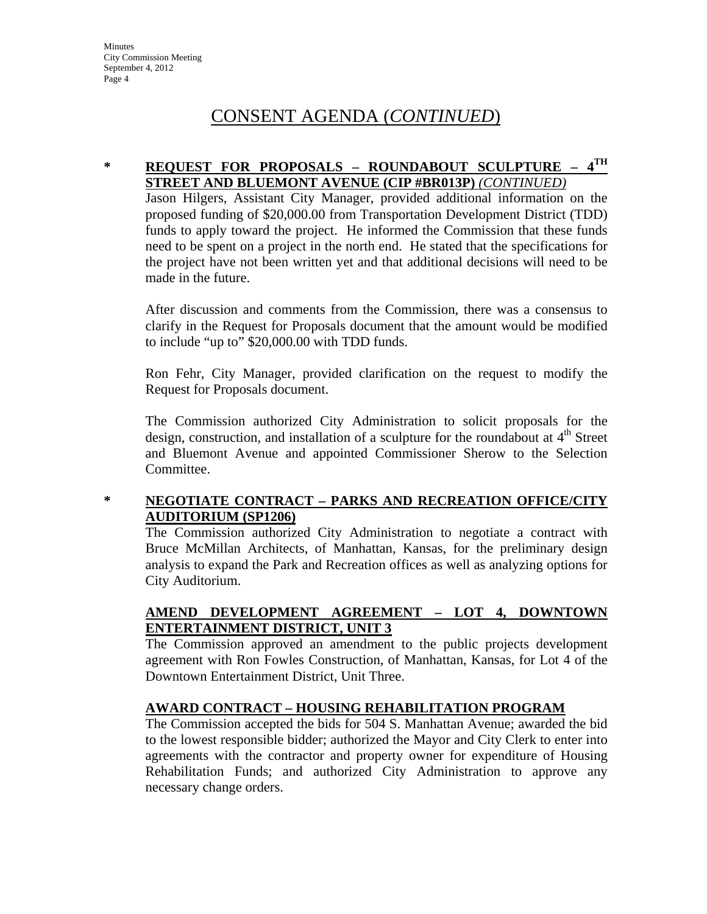# CONSENT AGENDA (*CONTINUED*)

**\* REQUEST FOR PROPOSALS – ROUNDABOUT SCULPTURE – 4TH STREET AND BLUEMONT AVENUE (CIP #BR013P)** *(CONTINUED)*

Jason Hilgers, Assistant City Manager, provided additional information on the proposed funding of $20,000.00 from Transportation Development District (TDD) funds to apply toward the project. He informed the Commission that these funds need to be spent on a project in the north end. He stated that the specifications for the project have not been written yet and that additional decisions will need to be made in the future.

After discussion and comments from the Commission, there was a consensus to clarify in the Request for Proposals document that the amount would be modified to include "up to" $20,000.00 with TDD funds.

Ron Fehr, City Manager, provided clarification on the request to modify the Request for Proposals document.

The Commission authorized City Administration to solicit proposals for the design, construction, and installation of a sculpture for the roundabout at 4th Street and Bluemont Avenue and appointed Commissioner Sherow to the Selection Committee.

**\* NEGOTIATE CONTRACT – PARKS AND RECREATION OFFICE/CITY AUDITORIUM (SP1206)**

The Commission authorized City Administration to negotiate a contract with Bruce McMillan Architects, of Manhattan, Kansas, for the preliminary design analysis to expand the Park and Recreation offices as well as analyzing options for City Auditorium.

**AMEND DEVELOPMENT AGREEMENT – LOT 4, DOWNTOWN ENTERTAINMENT DISTRICT, UNIT 3**

The Commission approved an amendment to the public projects development agreement with Ron Fowles Construction, of Manhattan, Kansas, for Lot 4 of the Downtown Entertainment District, Unit Three.

**AWARD CONTRACT – HOUSING REHABILITATION PROGRAM**

The Commission accepted the bids for 504 S. Manhattan Avenue; awarded the bid to the lowest responsible bidder; authorized the Mayor and City Clerk to enter into agreements with the contractor and property owner for expenditure of Housing Rehabilitation Funds; and authorized City Administration to approve any necessary change orders.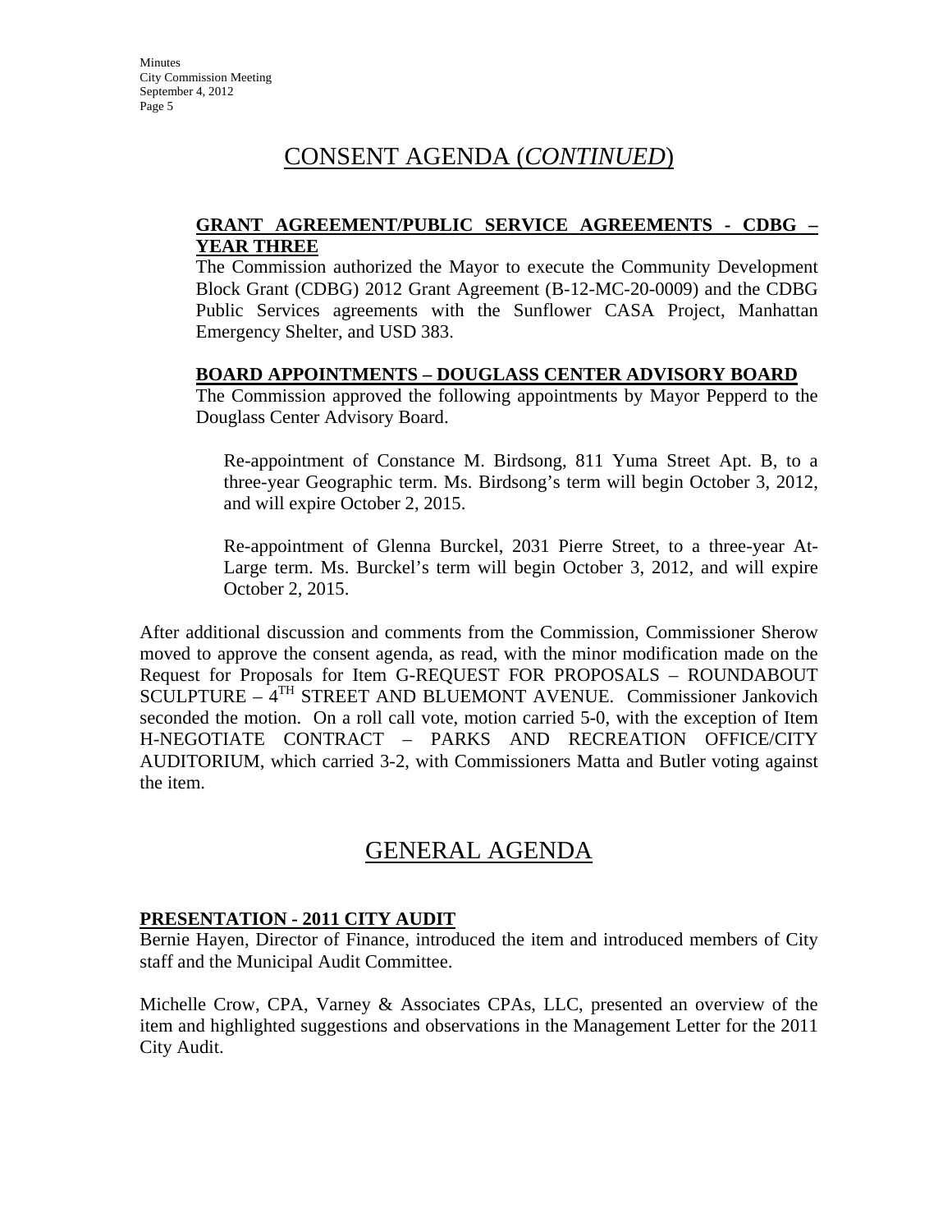# CONSENT AGENDA (*CONTINUED*)

**GRANT AGREEMENT/PUBLIC SERVICE AGREEMENTS - CDBG – YEAR THREE**

The Commission authorized the Mayor to execute the Community Development Block Grant (CDBG) 2012 Grant Agreement (B-12-MC-20-0009) and the CDBG Public Services agreements with the Sunflower CASA Project, Manhattan Emergency Shelter, and USD 383.

**BOARD APPOINTMENTS – DOUGLASS CENTER ADVISORY BOARD**

The Commission approved the following appointments by Mayor Pepperd to the Douglass Center Advisory Board.

Re-appointment of Constance M. Birdsong, 811 Yuma Street Apt. B, to a three-year Geographic term. Ms. Birdsong's term will begin October 3, 2012, and will expire October 2, 2015.

Re-appointment of Glenna Burckel, 2031 Pierre Street, to a three-year At-Large term. Ms. Burckel's term will begin October 3, 2012, and will expire October 2, 2015.

After additional discussion and comments from the Commission, Commissioner Sherow moved to approve the consent agenda, as read, with the minor modification made on the Request for Proposals for Item G-REQUEST FOR PROPOSALS – ROUNDABOUT SCULPTURE – 4TH STREET AND BLUEMONT AVENUE. Commissioner Jankovich seconded the motion. On a roll call vote, motion carried 5-0, with the exception of Item H-NEGOTIATE CONTRACT – PARKS AND RECREATION OFFICE/CITY AUDITORIUM, which carried 3-2, with Commissioners Matta and Butler voting against the item.

# GENERAL AGENDA

**PRESENTATION - 2011 CITY AUDIT**

Bernie Hayen, Director of Finance, introduced the item and introduced members of City staff and the Municipal Audit Committee.

Michelle Crow, CPA, Varney & Associates CPAs, LLC, presented an overview of the item and highlighted suggestions and observations in the Management Letter for the 2011 City Audit.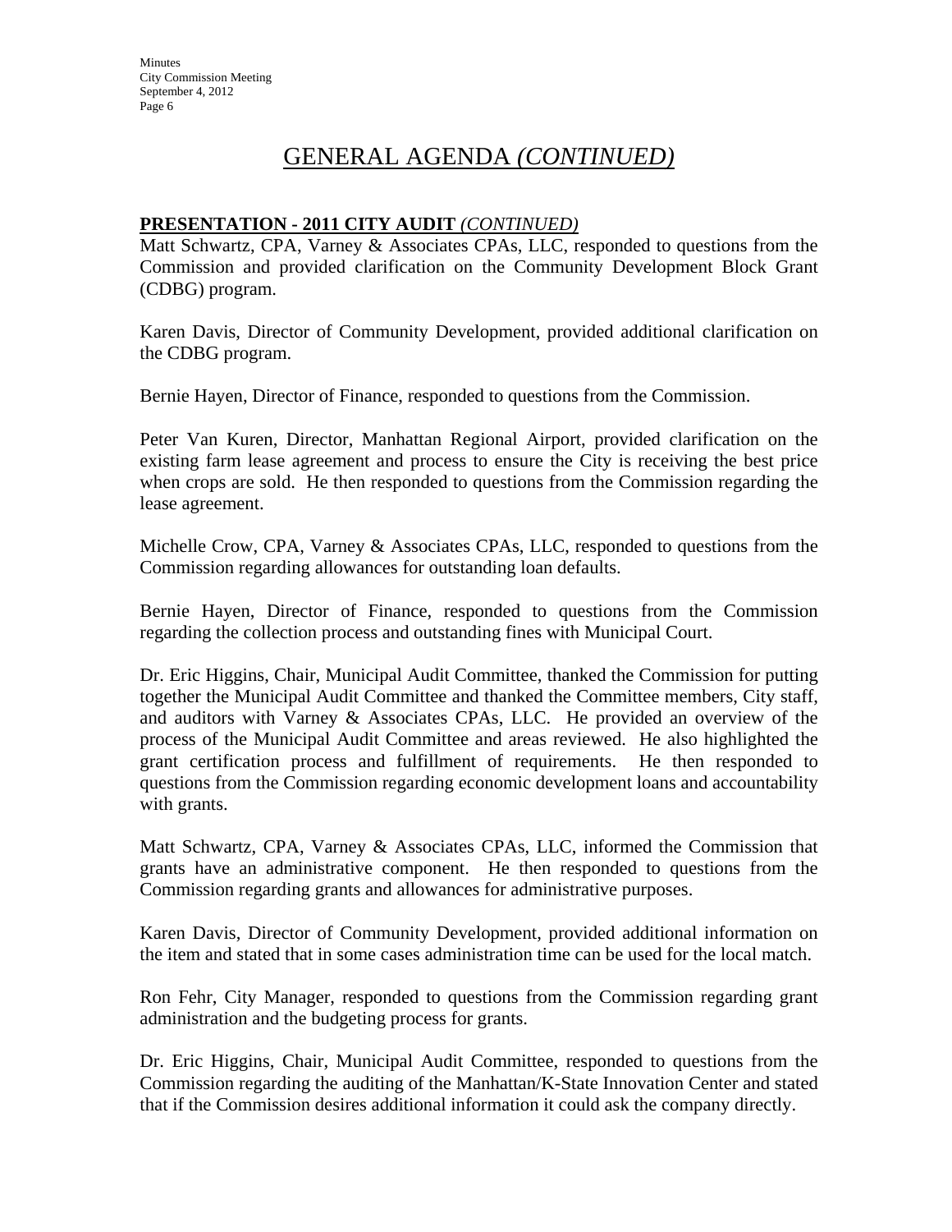# GENERAL AGENDA *(CONTINUED)*

**PRESENTATION - 2011 CITY AUDIT** *(CONTINUED)*

Matt Schwartz, CPA, Varney & Associates CPAs, LLC, responded to questions from the Commission and provided clarification on the Community Development Block Grant (CDBG) program.

Karen Davis, Director of Community Development, provided additional clarification on the CDBG program.

Bernie Hayen, Director of Finance, responded to questions from the Commission.

Peter Van Kuren, Director, Manhattan Regional Airport, provided clarification on the existing farm lease agreement and process to ensure the City is receiving the best price when crops are sold. He then responded to questions from the Commission regarding the lease agreement.

Michelle Crow, CPA, Varney & Associates CPAs, LLC, responded to questions from the Commission regarding allowances for outstanding loan defaults.

Bernie Hayen, Director of Finance, responded to questions from the Commission regarding the collection process and outstanding fines with Municipal Court.

Dr. Eric Higgins, Chair, Municipal Audit Committee, thanked the Commission for putting together the Municipal Audit Committee and thanked the Committee members, City staff, and auditors with Varney & Associates CPAs, LLC. He provided an overview of the process of the Municipal Audit Committee and areas reviewed. He also highlighted the grant certification process and fulfillment of requirements. He then responded to questions from the Commission regarding economic development loans and accountability with grants.

Matt Schwartz, CPA, Varney & Associates CPAs, LLC, informed the Commission that grants have an administrative component. He then responded to questions from the Commission regarding grants and allowances for administrative purposes.

Karen Davis, Director of Community Development, provided additional information on the item and stated that in some cases administration time can be used for the local match.

Ron Fehr, City Manager, responded to questions from the Commission regarding grant administration and the budgeting process for grants.

Dr. Eric Higgins, Chair, Municipal Audit Committee, responded to questions from the Commission regarding the auditing of the Manhattan/K-State Innovation Center and stated that if the Commission desires additional information it could ask the company directly.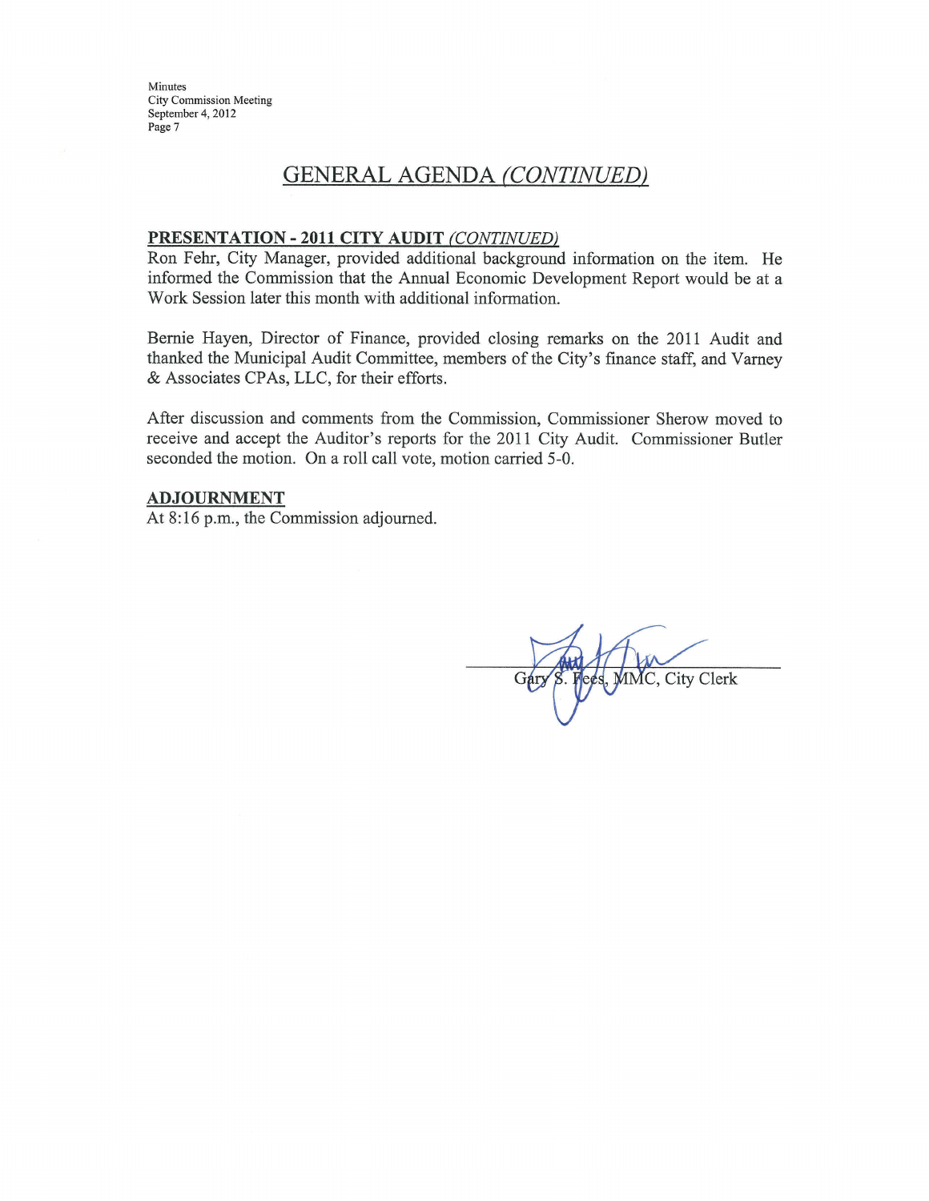## GENERAL AGENDA *(CONTINUED)*

**PRESENTATION - 2011 CITY AUDIT** *(CONTINUED)*

Ron Fehr, City Manager, provided additional background information on the item. He informed the Commission that the Annual Economic Development Report would be at a Work Session later this month with additional information.

Bernie Hayen, Director of Finance, provided closing remarks on the 2011 Audit and thanked the Municipal Audit Committee, members of the City's finance staff, and Varney & Associates CPAs, LLC, for their efforts.

After discussion and comments from the Commission, Commissioner Sherow moved to receive and accept the Auditor's reports for the 2011 City Audit. Commissioner Butler seconded the motion. On a roll call vote, motion carried 5-0.

**ADJOURNMENT**

At 8:16 p.m., the Commission adjourned.

Gary S. Fees, MMC, City Clerk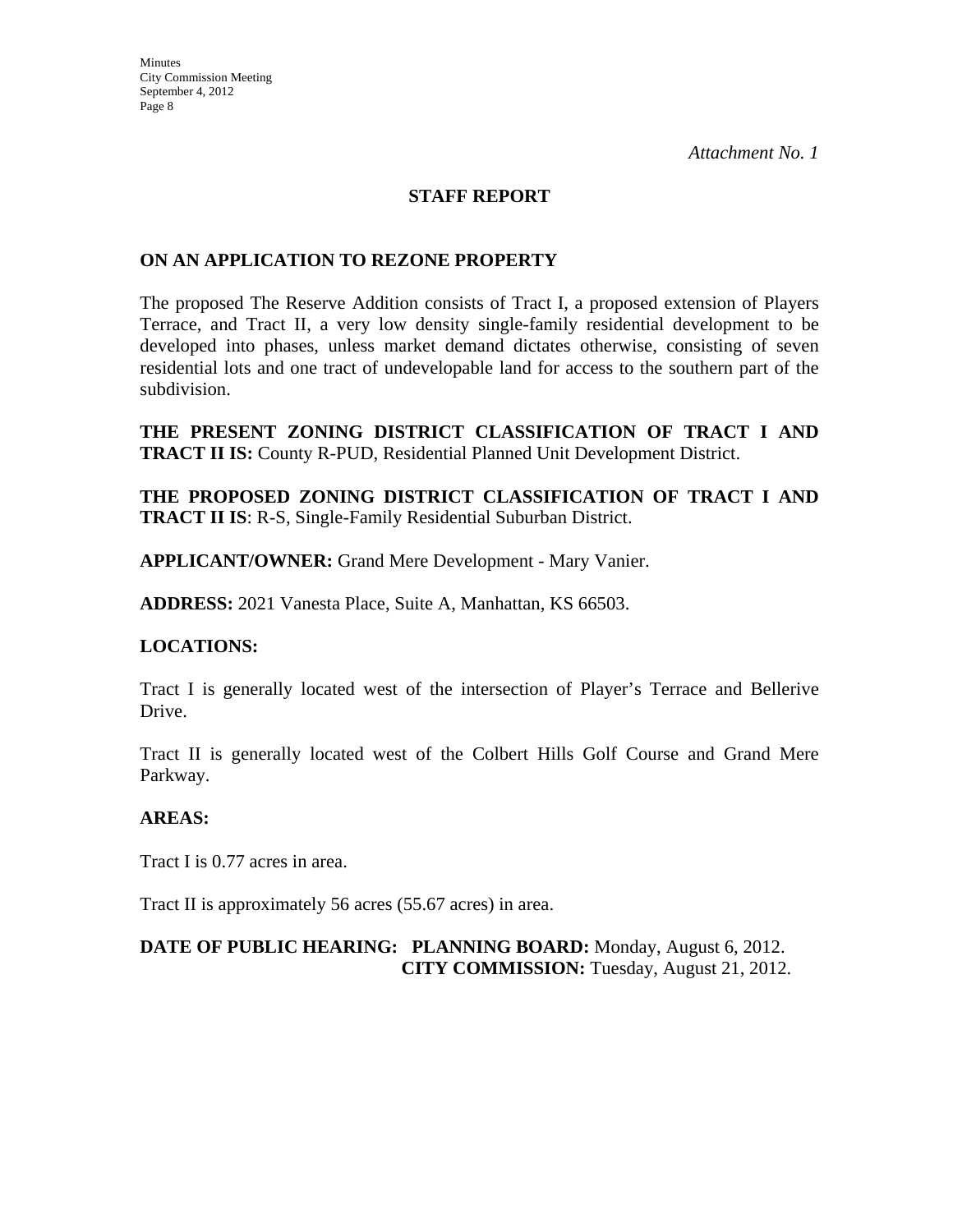*Attachment No. 1*

## STAFF REPORT

### ON AN APPLICATION TO REZONE PROPERTY

The proposed The Reserve Addition consists of Tract I, a proposed extension of Players Terrace, and Tract II, a very low density single-family residential development to be developed into phases, unless market demand dictates otherwise, consisting of seven residential lots and one tract of undevelopable land for access to the southern part of the subdivision.

**THE PRESENT ZONING DISTRICT CLASSIFICATION OF TRACT I AND TRACT II IS:** County R-PUD, Residential Planned Unit Development District.

**THE PROPOSED ZONING DISTRICT CLASSIFICATION OF TRACT I AND TRACT II IS**: R-S, Single-Family Residential Suburban District.

**APPLICANT/OWNER:** Grand Mere Development - Mary Vanier.

**ADDRESS:** 2021 Vanesta Place, Suite A, Manhattan, KS 66503.

**LOCATIONS:**

Tract I is generally located west of the intersection of Player's Terrace and Bellerive Drive.

Tract II is generally located west of the Colbert Hills Golf Course and Grand Mere Parkway.

**AREAS:**

Tract I is 0.77 acres in area.

Tract II is approximately 56 acres (55.67 acres) in area.

**DATE OF PUBLIC HEARING:** **PLANNING BOARD:** Monday, August 6, 2012.
**CITY COMMISSION:** Tuesday, August 21, 2012.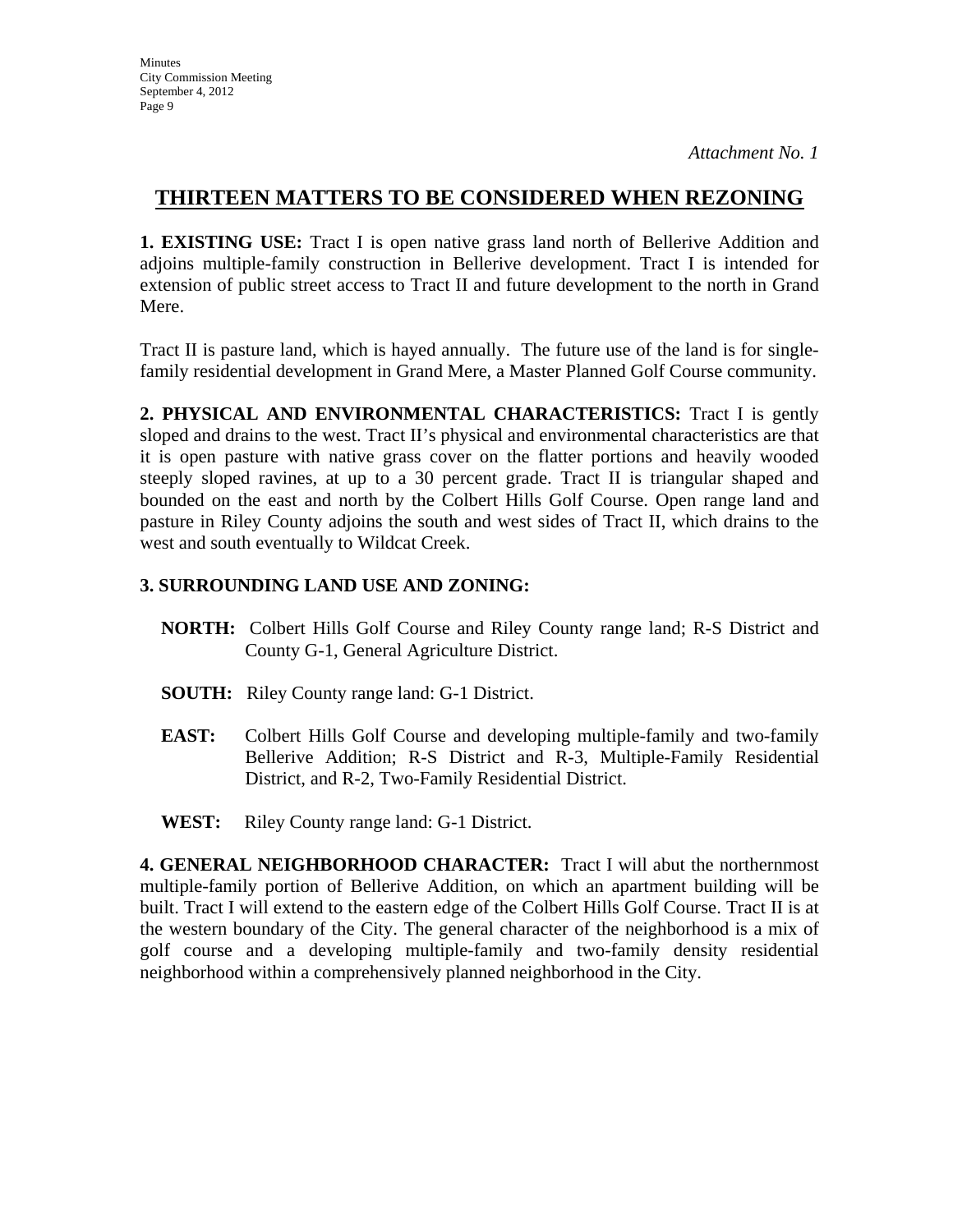*Attachment No. 1*

## THIRTEEN MATTERS TO BE CONSIDERED WHEN REZONING

**1. EXISTING USE:** Tract I is open native grass land north of Bellerive Addition and adjoins multiple-family construction in Bellerive development. Tract I is intended for extension of public street access to Tract II and future development to the north in Grand Mere.

Tract II is pasture land, which is hayed annually. The future use of the land is for single-family residential development in Grand Mere, a Master Planned Golf Course community.

**2. PHYSICAL AND ENVIRONMENTAL CHARACTERISTICS:** Tract I is gently sloped and drains to the west. Tract II's physical and environmental characteristics are that it is open pasture with native grass cover on the flatter portions and heavily wooded steeply sloped ravines, at up to a 30 percent grade. Tract II is triangular shaped and bounded on the east and north by the Colbert Hills Golf Course. Open range land and pasture in Riley County adjoins the south and west sides of Tract II, which drains to the west and south eventually to Wildcat Creek.

**3. SURROUNDING LAND USE AND ZONING:**

**NORTH:** Colbert Hills Golf Course and Riley County range land; R-S District and County G-1, General Agriculture District.

**SOUTH:** Riley County range land: G-1 District.

**EAST:** Colbert Hills Golf Course and developing multiple-family and two-family Bellerive Addition; R-S District and R-3, Multiple-Family Residential District, and R-2, Two-Family Residential District.

**WEST:** Riley County range land: G-1 District.

**4. GENERAL NEIGHBORHOOD CHARACTER:** Tract I will abut the northernmost multiple-family portion of Bellerive Addition, on which an apartment building will be built. Tract I will extend to the eastern edge of the Colbert Hills Golf Course. Tract II is at the western boundary of the City. The general character of the neighborhood is a mix of golf course and a developing multiple-family and two-family density residential neighborhood within a comprehensively planned neighborhood in the City.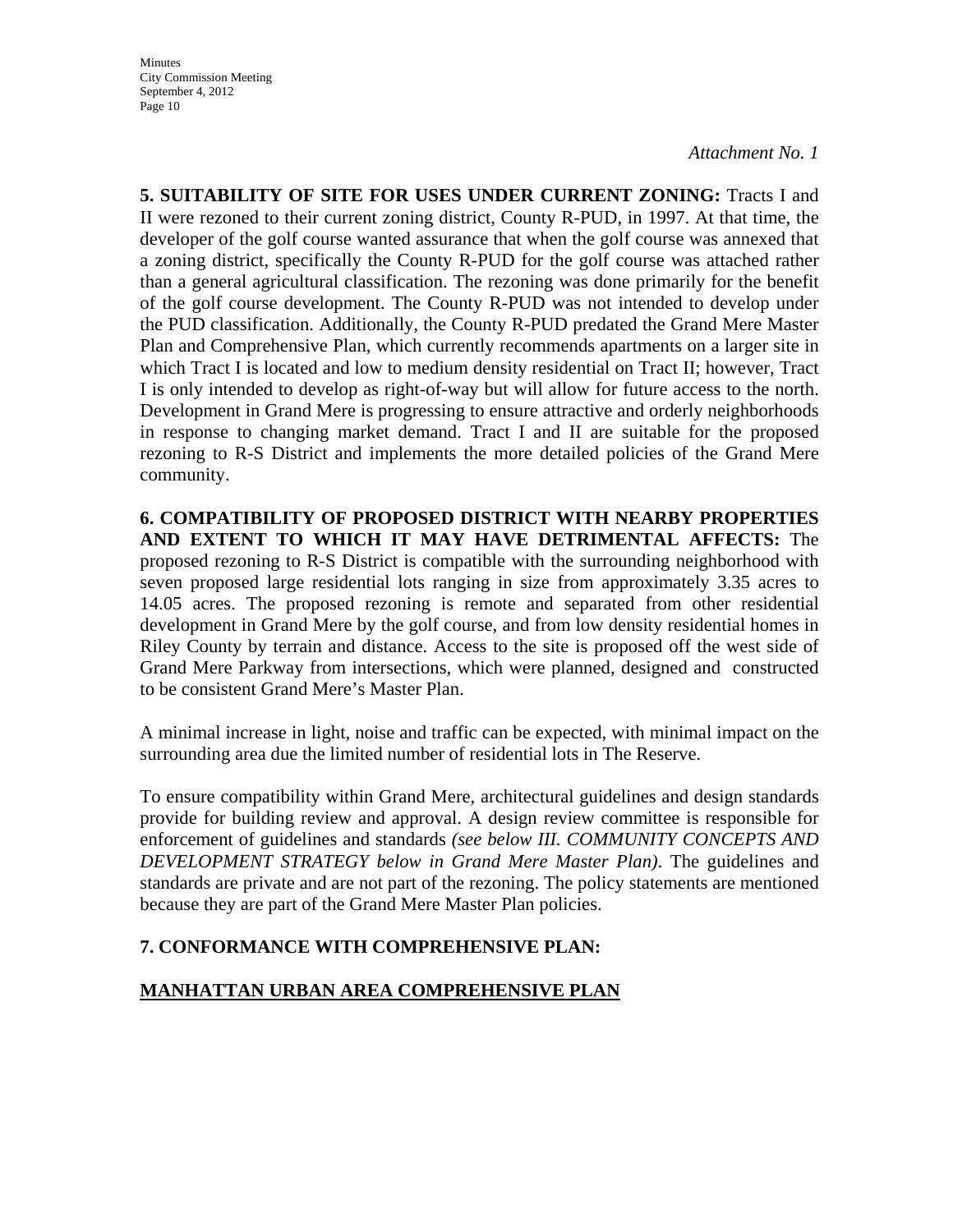*Attachment No. 1*

**5. SUITABILITY OF SITE FOR USES UNDER CURRENT ZONING:** Tracts I and II were rezoned to their current zoning district, County R-PUD, in 1997. At that time, the developer of the golf course wanted assurance that when the golf course was annexed that a zoning district, specifically the County R-PUD for the golf course was attached rather than a general agricultural classification. The rezoning was done primarily for the benefit of the golf course development. The County R-PUD was not intended to develop under the PUD classification. Additionally, the County R-PUD predated the Grand Mere Master Plan and Comprehensive Plan, which currently recommends apartments on a larger site in which Tract I is located and low to medium density residential on Tract II; however, Tract I is only intended to develop as right-of-way but will allow for future access to the north. Development in Grand Mere is progressing to ensure attractive and orderly neighborhoods in response to changing market demand. Tract I and II are suitable for the proposed rezoning to R-S District and implements the more detailed policies of the Grand Mere community.

**6. COMPATIBILITY OF PROPOSED DISTRICT WITH NEARBY PROPERTIES AND EXTENT TO WHICH IT MAY HAVE DETRIMENTAL AFFECTS:** The proposed rezoning to R-S District is compatible with the surrounding neighborhood with seven proposed large residential lots ranging in size from approximately 3.35 acres to 14.05 acres. The proposed rezoning is remote and separated from other residential development in Grand Mere by the golf course, and from low density residential homes in Riley County by terrain and distance. Access to the site is proposed off the west side of Grand Mere Parkway from intersections, which were planned, designed and constructed to be consistent Grand Mere's Master Plan.

A minimal increase in light, noise and traffic can be expected, with minimal impact on the surrounding area due the limited number of residential lots in The Reserve.

To ensure compatibility within Grand Mere, architectural guidelines and design standards provide for building review and approval. A design review committee is responsible for enforcement of guidelines and standards *(see below III. COMMUNITY CONCEPTS AND DEVELOPMENT STRATEGY below in Grand Mere Master Plan)*. The guidelines and standards are private and are not part of the rezoning. The policy statements are mentioned because they are part of the Grand Mere Master Plan policies.

**7. CONFORMANCE WITH COMPREHENSIVE PLAN:**

**MANHATTAN URBAN AREA COMPREHENSIVE PLAN**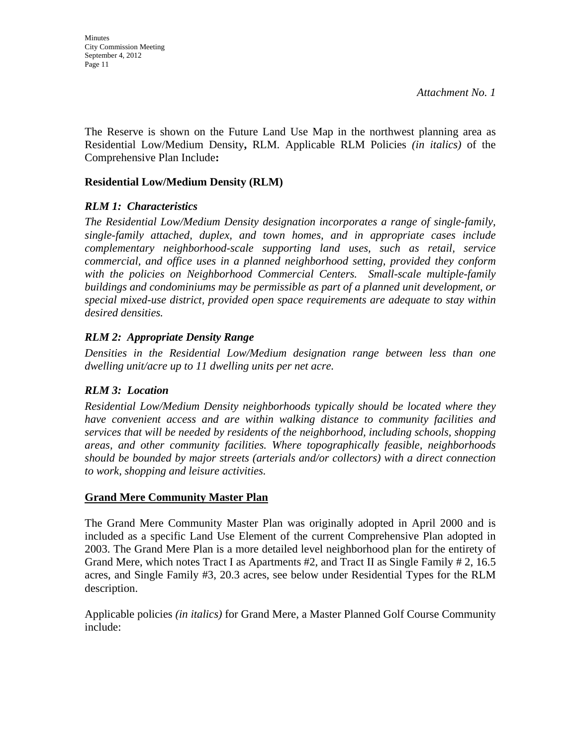*Attachment No. 1*

The Reserve is shown on the Future Land Use Map in the northwest planning area as Residential Low/Medium Density**,** RLM. Applicable RLM Policies *(in italics)* of the Comprehensive Plan Include**:**

**Residential Low/Medium Density (RLM)**

***RLM 1: Characteristics***

*The Residential Low/Medium Density designation incorporates a range of single-family, single-family attached, duplex, and town homes, and in appropriate cases include complementary neighborhood-scale supporting land uses, such as retail, service commercial, and office uses in a planned neighborhood setting, provided they conform with the policies on Neighborhood Commercial Centers. Small-scale multiple-family buildings and condominiums may be permissible as part of a planned unit development, or special mixed-use district, provided open space requirements are adequate to stay within desired densities.*

***RLM 2: Appropriate Density Range***

*Densities in the Residential Low/Medium designation range between less than one dwelling unit/acre up to 11 dwelling units per net acre.*

***RLM 3: Location***

*Residential Low/Medium Density neighborhoods typically should be located where they have convenient access and are within walking distance to community facilities and services that will be needed by residents of the neighborhood, including schools, shopping areas, and other community facilities. Where topographically feasible, neighborhoods should be bounded by major streets (arterials and/or collectors) with a direct connection to work, shopping and leisure activities.*

**<u>Grand Mere Community Master Plan</u>**

The Grand Mere Community Master Plan was originally adopted in April 2000 and is included as a specific Land Use Element of the current Comprehensive Plan adopted in 2003. The Grand Mere Plan is a more detailed level neighborhood plan for the entirety of Grand Mere, which notes Tract I as Apartments #2, and Tract II as Single Family # 2, 16.5 acres, and Single Family #3, 20.3 acres, see below under Residential Types for the RLM description.

Applicable policies *(in italics)* for Grand Mere, a Master Planned Golf Course Community include: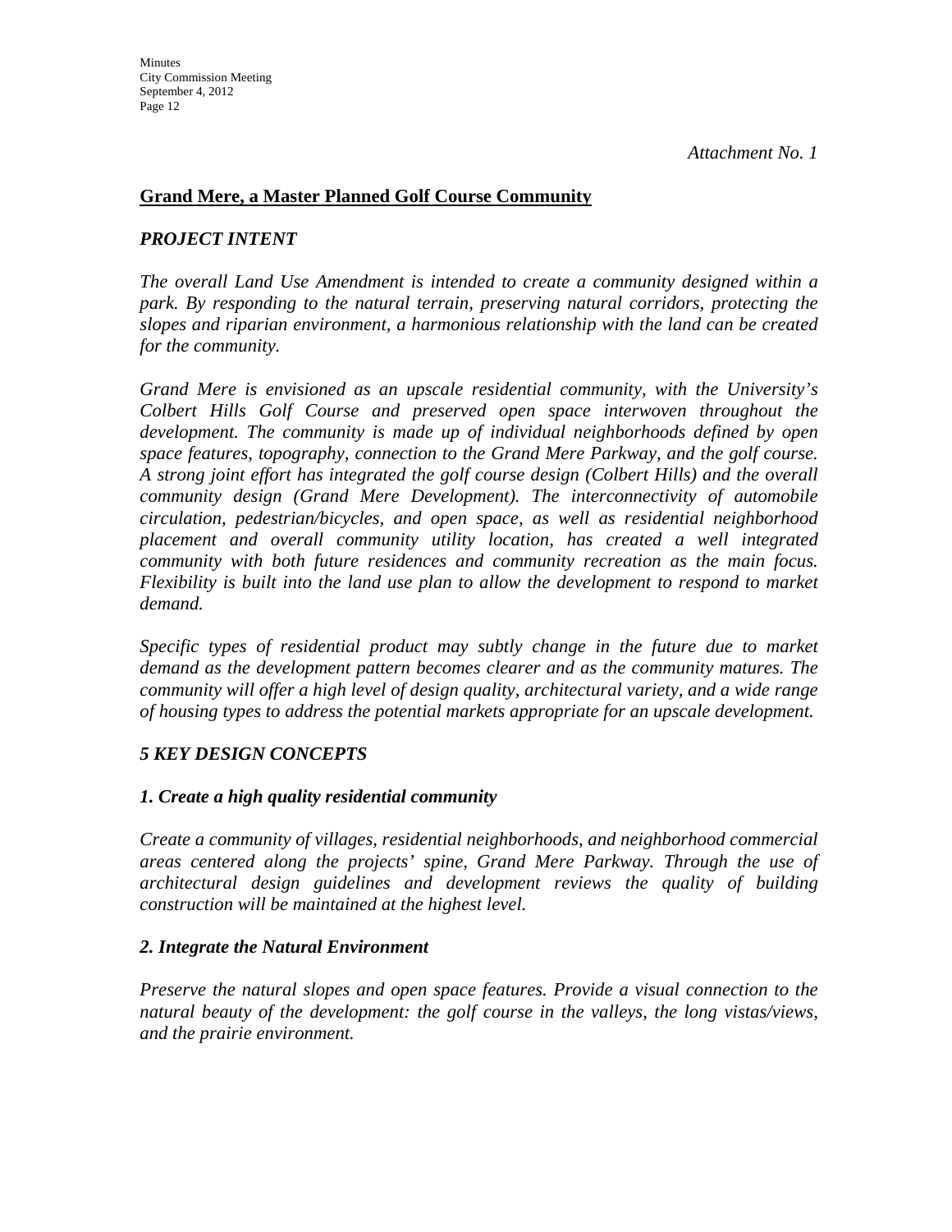*Attachment No. 1*

## Grand Mere, a Master Planned Golf Course Community

### *PROJECT INTENT*

*The overall Land Use Amendment is intended to create a community designed within a park. By responding to the natural terrain, preserving natural corridors, protecting the slopes and riparian environment, a harmonious relationship with the land can be created for the community.*

*Grand Mere is envisioned as an upscale residential community, with the University's Colbert Hills Golf Course and preserved open space interwoven throughout the development. The community is made up of individual neighborhoods defined by open space features, topography, connection to the Grand Mere Parkway, and the golf course. A strong joint effort has integrated the golf course design (Colbert Hills) and the overall community design (Grand Mere Development). The interconnectivity of automobile circulation, pedestrian/bicycles, and open space, as well as residential neighborhood placement and overall community utility location, has created a well integrated community with both future residences and community recreation as the main focus. Flexibility is built into the land use plan to allow the development to respond to market demand.*

*Specific types of residential product may subtly change in the future due to market demand as the development pattern becomes clearer and as the community matures. The community will offer a high level of design quality, architectural variety, and a wide range of housing types to address the potential markets appropriate for an upscale development.*

### *5 KEY DESIGN CONCEPTS*

#### *1. Create a high quality residential community*

*Create a community of villages, residential neighborhoods, and neighborhood commercial areas centered along the projects' spine, Grand Mere Parkway. Through the use of architectural design guidelines and development reviews the quality of building construction will be maintained at the highest level.*

#### *2. Integrate the Natural Environment*

*Preserve the natural slopes and open space features. Provide a visual connection to the natural beauty of the development: the golf course in the valleys, the long vistas/views, and the prairie environment.*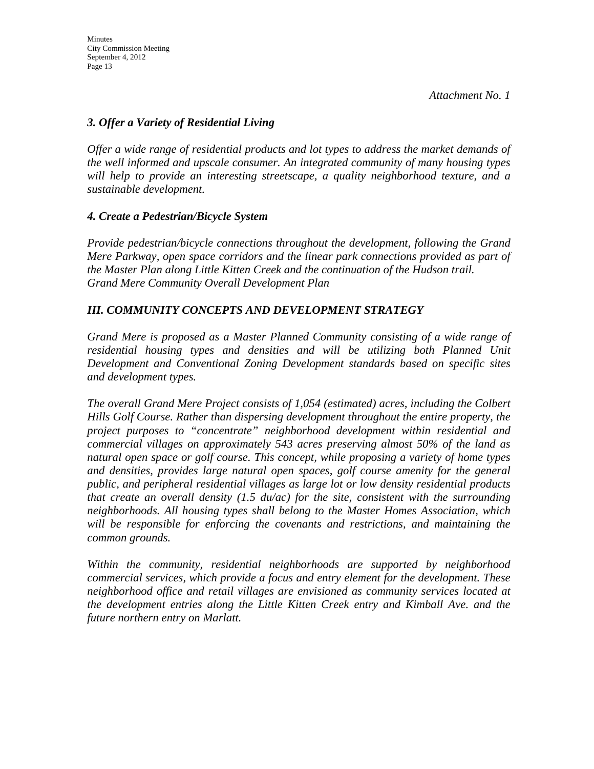*Attachment No. 1*

### *3. Offer a Variety of Residential Living*

*Offer a wide range of residential products and lot types to address the market demands of the well informed and upscale consumer. An integrated community of many housing types will help to provide an interesting streetscape, a quality neighborhood texture, and a sustainable development.*

### *4. Create a Pedestrian/Bicycle System*

*Provide pedestrian/bicycle connections throughout the development, following the Grand Mere Parkway, open space corridors and the linear park connections provided as part of the Master Plan along Little Kitten Creek and the continuation of the Hudson trail.*
*Grand Mere Community Overall Development Plan*

## *III. COMMUNITY CONCEPTS AND DEVELOPMENT STRATEGY*

*Grand Mere is proposed as a Master Planned Community consisting of a wide range of residential housing types and densities and will be utilizing both Planned Unit Development and Conventional Zoning Development standards based on specific sites and development types.*

*The overall Grand Mere Project consists of 1,054 (estimated) acres, including the Colbert Hills Golf Course. Rather than dispersing development throughout the entire property, the project purposes to "concentrate" neighborhood development within residential and commercial villages on approximately 543 acres preserving almost 50% of the land as natural open space or golf course. This concept, while proposing a variety of home types and densities, provides large natural open spaces, golf course amenity for the general public, and peripheral residential villages as large lot or low density residential products that create an overall density (1.5 du/ac) for the site, consistent with the surrounding neighborhoods. All housing types shall belong to the Master Homes Association, which will be responsible for enforcing the covenants and restrictions, and maintaining the common grounds.*

*Within the community, residential neighborhoods are supported by neighborhood commercial services, which provide a focus and entry element for the development. These neighborhood office and retail villages are envisioned as community services located at the development entries along the Little Kitten Creek entry and Kimball Ave. and the future northern entry on Marlatt.*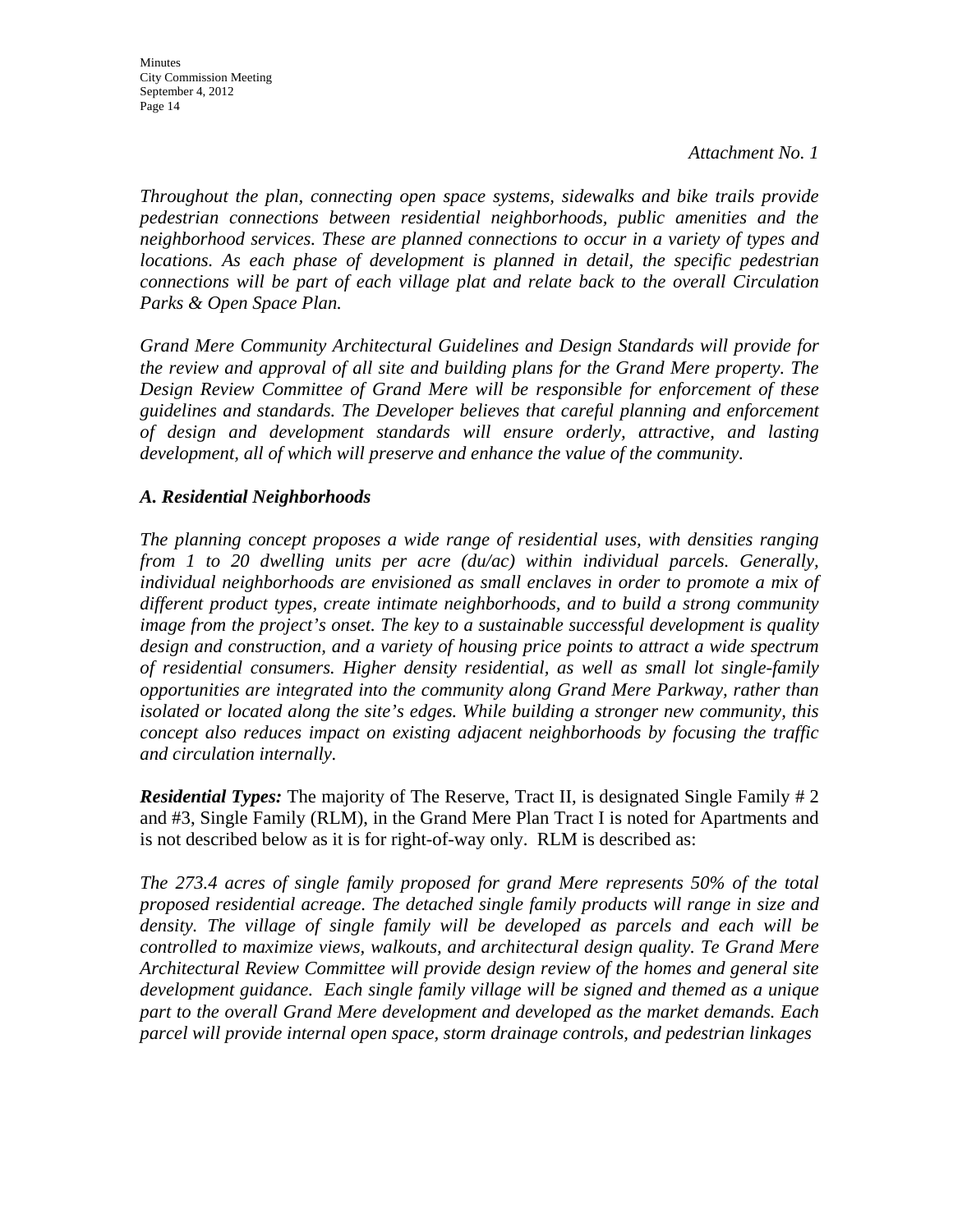*Attachment No. 1*

*Throughout the plan, connecting open space systems, sidewalks and bike trails provide pedestrian connections between residential neighborhoods, public amenities and the neighborhood services. These are planned connections to occur in a variety of types and locations. As each phase of development is planned in detail, the specific pedestrian connections will be part of each village plat and relate back to the overall Circulation Parks & Open Space Plan.*

*Grand Mere Community Architectural Guidelines and Design Standards will provide for the review and approval of all site and building plans for the Grand Mere property. The Design Review Committee of Grand Mere will be responsible for enforcement of these guidelines and standards. The Developer believes that careful planning and enforcement of design and development standards will ensure orderly, attractive, and lasting development, all of which will preserve and enhance the value of the community.*

***A. Residential Neighborhoods***

*The planning concept proposes a wide range of residential uses, with densities ranging from 1 to 20 dwelling units per acre (du/ac) within individual parcels. Generally, individual neighborhoods are envisioned as small enclaves in order to promote a mix of different product types, create intimate neighborhoods, and to build a strong community image from the project's onset. The key to a sustainable successful development is quality design and construction, and a variety of housing price points to attract a wide spectrum of residential consumers. Higher density residential, as well as small lot single-family opportunities are integrated into the community along Grand Mere Parkway, rather than isolated or located along the site's edges. While building a stronger new community, this concept also reduces impact on existing adjacent neighborhoods by focusing the traffic and circulation internally.*

***Residential Types:*** The majority of The Reserve, Tract II, is designated Single Family # 2 and #3, Single Family (RLM), in the Grand Mere Plan Tract I is noted for Apartments and is not described below as it is for right-of-way only. RLM is described as:

*The 273.4 acres of single family proposed for grand Mere represents 50% of the total proposed residential acreage. The detached single family products will range in size and density. The village of single family will be developed as parcels and each will be controlled to maximize views, walkouts, and architectural design quality. Te Grand Mere Architectural Review Committee will provide design review of the homes and general site development guidance. Each single family village will be signed and themed as a unique part to the overall Grand Mere development and developed as the market demands. Each parcel will provide internal open space, storm drainage controls, and pedestrian linkages*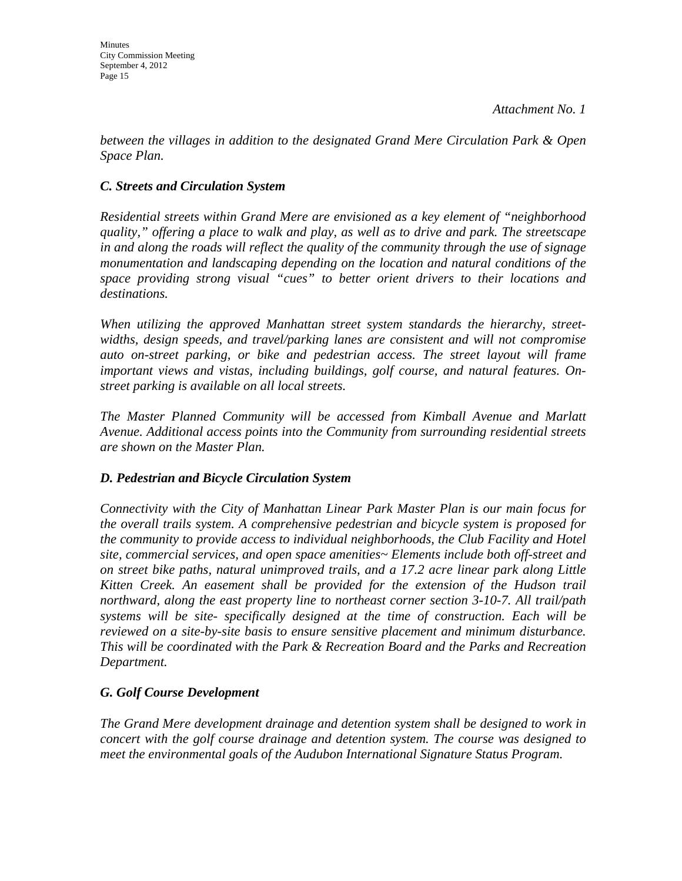*Attachment No. 1*

*between the villages in addition to the designated Grand Mere Circulation Park & Open Space Plan.*

### *C. Streets and Circulation System*

*Residential streets within Grand Mere are envisioned as a key element of "neighborhood quality," offering a place to walk and play, as well as to drive and park. The streetscape in and along the roads will reflect the quality of the community through the use of signage monumentation and landscaping depending on the location and natural conditions of the space providing strong visual "cues" to better orient drivers to their locations and destinations.*

*When utilizing the approved Manhattan street system standards the hierarchy, street-widths, design speeds, and travel/parking lanes are consistent and will not compromise auto on-street parking, or bike and pedestrian access. The street layout will frame important views and vistas, including buildings, golf course, and natural features. On-street parking is available on all local streets.*

*The Master Planned Community will be accessed from Kimball Avenue and Marlatt Avenue. Additional access points into the Community from surrounding residential streets are shown on the Master Plan.*

### *D. Pedestrian and Bicycle Circulation System*

*Connectivity with the City of Manhattan Linear Park Master Plan is our main focus for the overall trails system. A comprehensive pedestrian and bicycle system is proposed for the community to provide access to individual neighborhoods, the Club Facility and Hotel site, commercial services, and open space amenities~ Elements include both off-street and on street bike paths, natural unimproved trails, and a 17.2 acre linear park along Little Kitten Creek. An easement shall be provided for the extension of the Hudson trail northward, along the east property line to northeast corner section 3-10-7. All trail/path systems will be site- specifically designed at the time of construction. Each will be reviewed on a site-by-site basis to ensure sensitive placement and minimum disturbance. This will be coordinated with the Park & Recreation Board and the Parks and Recreation Department.*

### *G. Golf Course Development*

*The Grand Mere development drainage and detention system shall be designed to work in concert with the golf course drainage and detention system. The course was designed to meet the environmental goals of the Audubon International Signature Status Program.*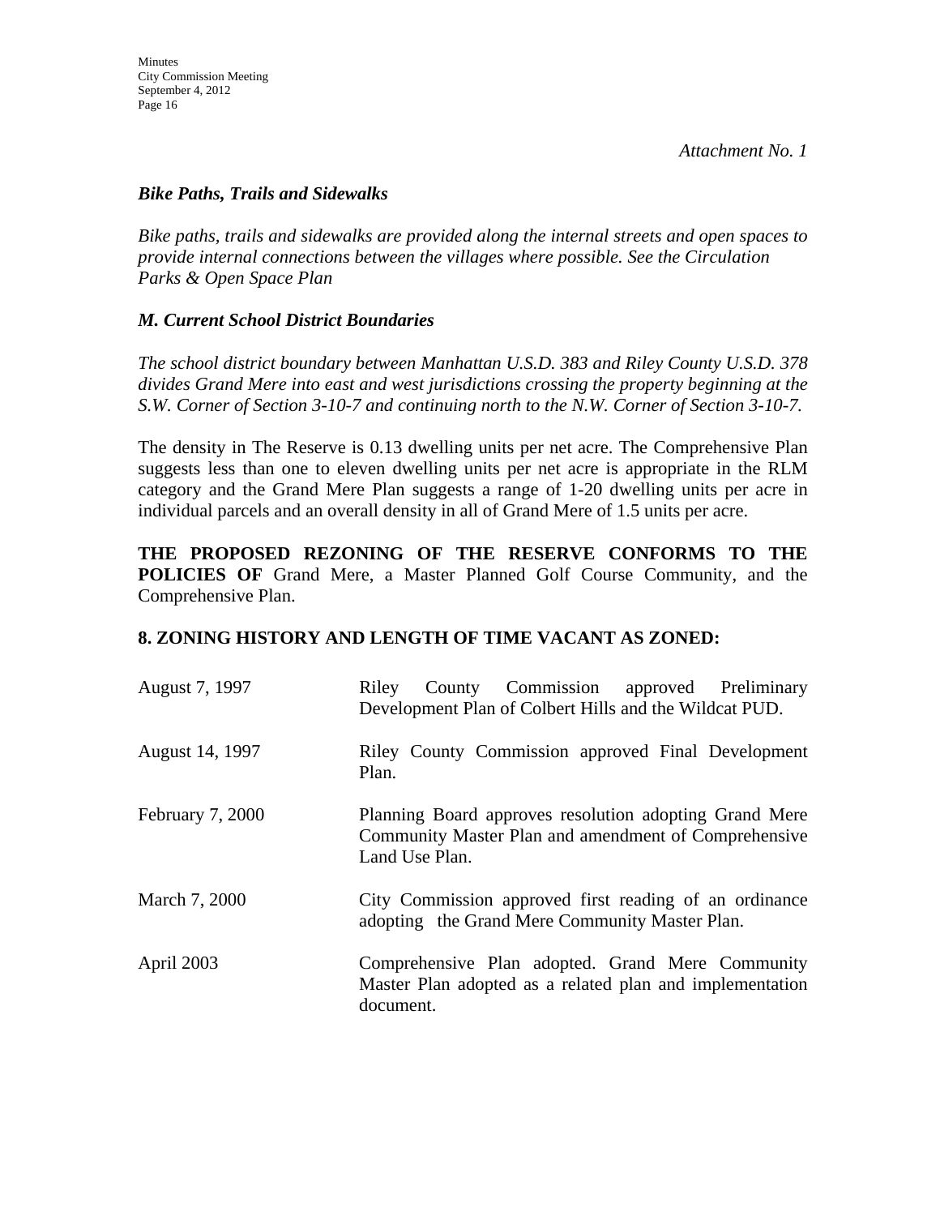*Attachment No. 1*

***Bike Paths, Trails and Sidewalks***

*Bike paths, trails and sidewalks are provided along the internal streets and open spaces to provide internal connections between the villages where possible. See the Circulation Parks & Open Space Plan*

***M. Current School District Boundaries***

*The school district boundary between Manhattan U.S.D. 383 and Riley County U.S.D. 378 divides Grand Mere into east and west jurisdictions crossing the property beginning at the S.W. Corner of Section 3-10-7 and continuing north to the N.W. Corner of Section 3-10-7.*

The density in The Reserve is 0.13 dwelling units per net acre. The Comprehensive Plan suggests less than one to eleven dwelling units per net acre is appropriate in the RLM category and the Grand Mere Plan suggests a range of 1-20 dwelling units per acre in individual parcels and an overall density in all of Grand Mere of 1.5 units per acre.

**THE PROPOSED REZONING OF THE RESERVE CONFORMS TO THE POLICIES OF** Grand Mere, a Master Planned Golf Course Community, and the Comprehensive Plan.

**8. ZONING HISTORY AND LENGTH OF TIME VACANT AS ZONED:**

| | |
|---|---|
| August 7, 1997 | Riley County Commission approved Preliminary Development Plan of Colbert Hills and the Wildcat PUD. |
| August 14, 1997 | Riley County Commission approved Final Development Plan. |
| February 7, 2000 | Planning Board approves resolution adopting Grand Mere Community Master Plan and amendment of Comprehensive Land Use Plan. |
| March 7, 2000 | City Commission approved first reading of an ordinance adopting the Grand Mere Community Master Plan. |
| April 2003 | Comprehensive Plan adopted. Grand Mere Community Master Plan adopted as a related plan and implementation document. |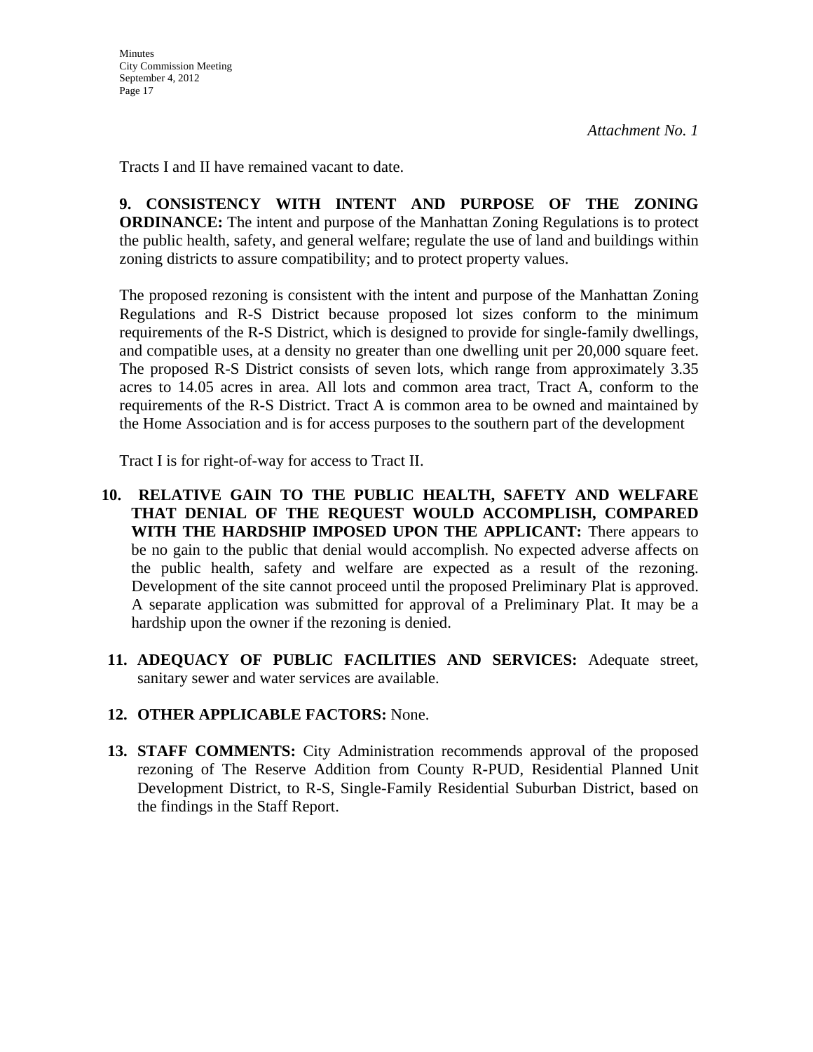*Attachment No. 1*

Tracts I and II have remained vacant to date.

**9. CONSISTENCY WITH INTENT AND PURPOSE OF THE ZONING ORDINANCE:** The intent and purpose of the Manhattan Zoning Regulations is to protect the public health, safety, and general welfare; regulate the use of land and buildings within zoning districts to assure compatibility; and to protect property values.

The proposed rezoning is consistent with the intent and purpose of the Manhattan Zoning Regulations and R-S District because proposed lot sizes conform to the minimum requirements of the R-S District, which is designed to provide for single-family dwellings, and compatible uses, at a density no greater than one dwelling unit per 20,000 square feet. The proposed R-S District consists of seven lots, which range from approximately 3.35 acres to 14.05 acres in area. All lots and common area tract, Tract A, conform to the requirements of the R-S District. Tract A is common area to be owned and maintained by the Home Association and is for access purposes to the southern part of the development

Tract I is for right-of-way for access to Tract II.

10. **RELATIVE GAIN TO THE PUBLIC HEALTH, SAFETY AND WELFARE THAT DENIAL OF THE REQUEST WOULD ACCOMPLISH, COMPARED WITH THE HARDSHIP IMPOSED UPON THE APPLICANT:** There appears to be no gain to the public that denial would accomplish. No expected adverse affects on the public health, safety and welfare are expected as a result of the rezoning. Development of the site cannot proceed until the proposed Preliminary Plat is approved. A separate application was submitted for approval of a Preliminary Plat. It may be a hardship upon the owner if the rezoning is denied.

11. **ADEQUACY OF PUBLIC FACILITIES AND SERVICES:** Adequate street, sanitary sewer and water services are available.

12. **OTHER APPLICABLE FACTORS:** None.

13. **STAFF COMMENTS:** City Administration recommends approval of the proposed rezoning of The Reserve Addition from County R-PUD, Residential Planned Unit Development District, to R-S, Single-Family Residential Suburban District, based on the findings in the Staff Report.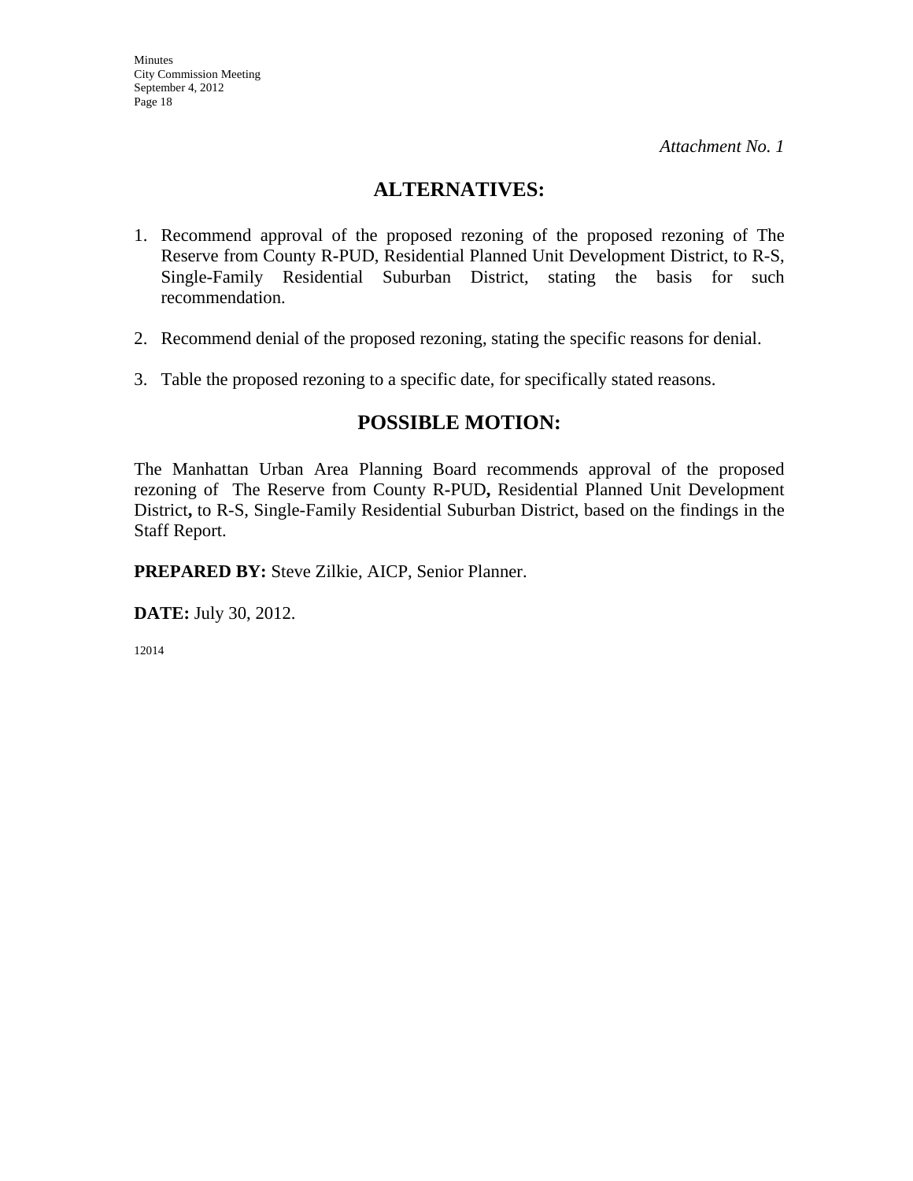*Attachment No. 1*

## ALTERNATIVES:

1. Recommend approval of the proposed rezoning of the proposed rezoning of The Reserve from County R-PUD, Residential Planned Unit Development District, to R-S, Single-Family Residential Suburban District, stating the basis for such recommendation.

2. Recommend denial of the proposed rezoning, stating the specific reasons for denial.

3. Table the proposed rezoning to a specific date, for specifically stated reasons.

## POSSIBLE MOTION:

The Manhattan Urban Area Planning Board recommends approval of the proposed rezoning of The Reserve from County R-PUD**,** Residential Planned Unit Development District**,** to R-S, Single-Family Residential Suburban District, based on the findings in the Staff Report.

**PREPARED BY:** Steve Zilkie, AICP, Senior Planner.

**DATE:** July 30, 2012.

12014